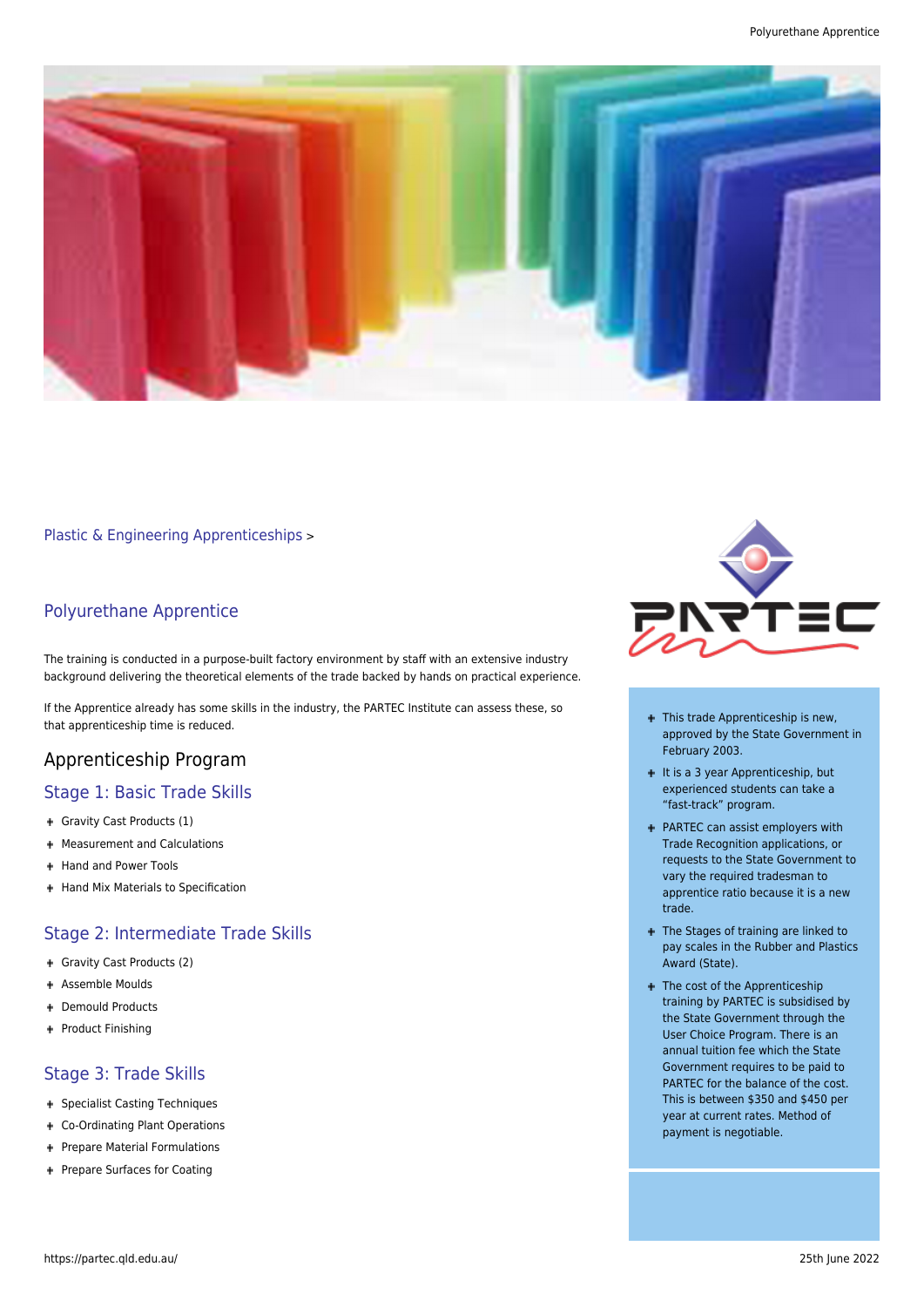Plastic & Engineering Apprenticeships >

## Polyurethane Apprentice

The training is conducted in a purpose-built factory environment by staff with an extensive industry background delivering the theoretical elements of the trade backed by hands on practical experience.

If the Apprentice already has some skills in the industry, the PARTEC Institute can assess these, so that apprenticeship time is reduced.

## Apprenticeship Program

### Stage 1: Basic Trade Skills

- Gravity Cast Products (1)
- Measurement and Calculations
- Hand and Power Tools
- Hand Mix Materials to Specification

### Stage 2: Intermediate Trade Skills

- Gravity Cast Products (2)
- Assemble Moulds
- Demould Products
- Product Finishing

### Stage 3: Trade Skills

- Specialist Casting Techniques
- Co-Ordinating Plant Operations
- Prepare Material Formulations
- Prepare Surfaces for Coating

---

- This trade Apprenticeship is new, approved by the State Government in February 2003.
- It is a 3 year Apprenticeship, but experienced students can take a "fast-track" program.
- PARTEC can assist employers with Trade Recognition applications, or requests to the State Government to vary the required tradesman to apprentice ratio because it is a new trade.
- The Stages of training are linked to pay scales in the Rubber and Plastics Award (State).
- The cost of the Apprenticeship training by PARTEC is subsidised by the State Government through the User Choice Program. There is an annual tuition fee which the State Government requires to be paid to PARTEC for the balance of the cost. This is between $350 and $450 per year at current rates. Method of payment is negotiable.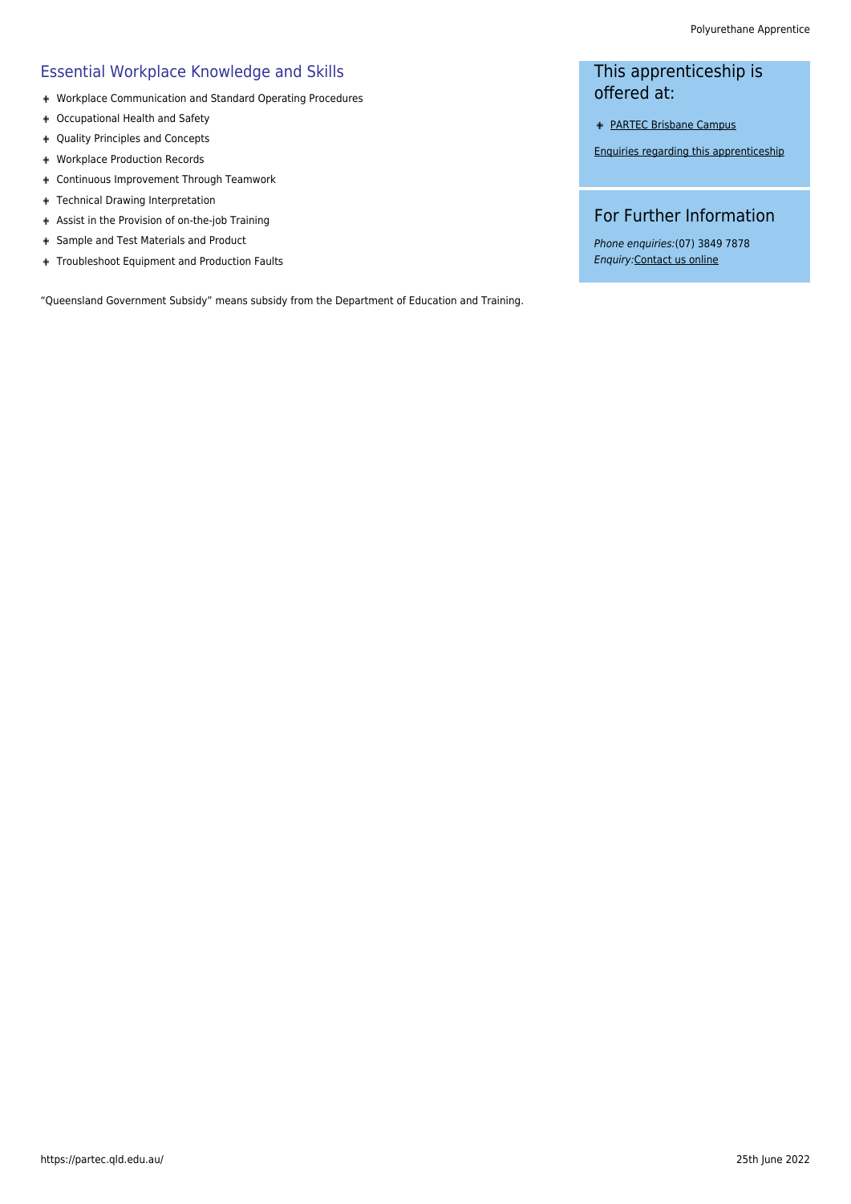## Essential Workplace Knowledge and Skills

- Workplace Communication and Standard Operating Procedures
- Occupational Health and Safety
- Quality Principles and Concepts
- Workplace Production Records
- Continuous Improvement Through Teamwork
- Technical Drawing Interpretation
- Assist in the Provision of on-the-job Training
- Sample and Test Materials and Product
- Troubleshoot Equipment and Production Faults

"Queensland Government Subsidy" means subsidy from the Department of Education and Training.

## This apprenticeship is offered at:

- PARTEC Brisbane Campus

Enquiries regarding this apprenticeship

## For Further Information

*Phone enquiries:*(07) 3849 7878
*Enquiry:*Contact us online